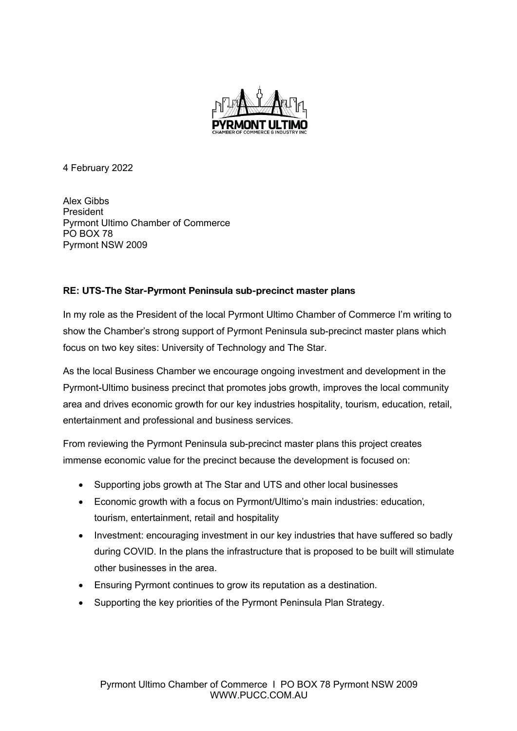4 February 2022

Alex Gibbs
President
Pyrmont Ultimo Chamber of Commerce
PO BOX 78
Pyrmont NSW 2009

**RE: UTS-The Star-Pyrmont Peninsula sub-precinct master plans**

In my role as the President of the local Pyrmont Ultimo Chamber of Commerce I'm writing to show the Chamber's strong support of Pyrmont Peninsula sub-precinct master plans which focus on two key sites: University of Technology and The Star.

As the local Business Chamber we encourage ongoing investment and development in the Pyrmont-Ultimo business precinct that promotes jobs growth, improves the local community area and drives economic growth for our key industries hospitality, tourism, education, retail, entertainment and professional and business services.

From reviewing the Pyrmont Peninsula sub-precinct master plans this project creates immense economic value for the precinct because the development is focused on:

- Supporting jobs growth at The Star and UTS and other local businesses
- Economic growth with a focus on Pyrmont/Ultimo's main industries: education, tourism, entertainment, retail and hospitality
- Investment: encouraging investment in our key industries that have suffered so badly during COVID. In the plans the infrastructure that is proposed to be built will stimulate other businesses in the area.
- Ensuring Pyrmont continues to grow its reputation as a destination.
- Supporting the key priorities of the Pyrmont Peninsula Plan Strategy.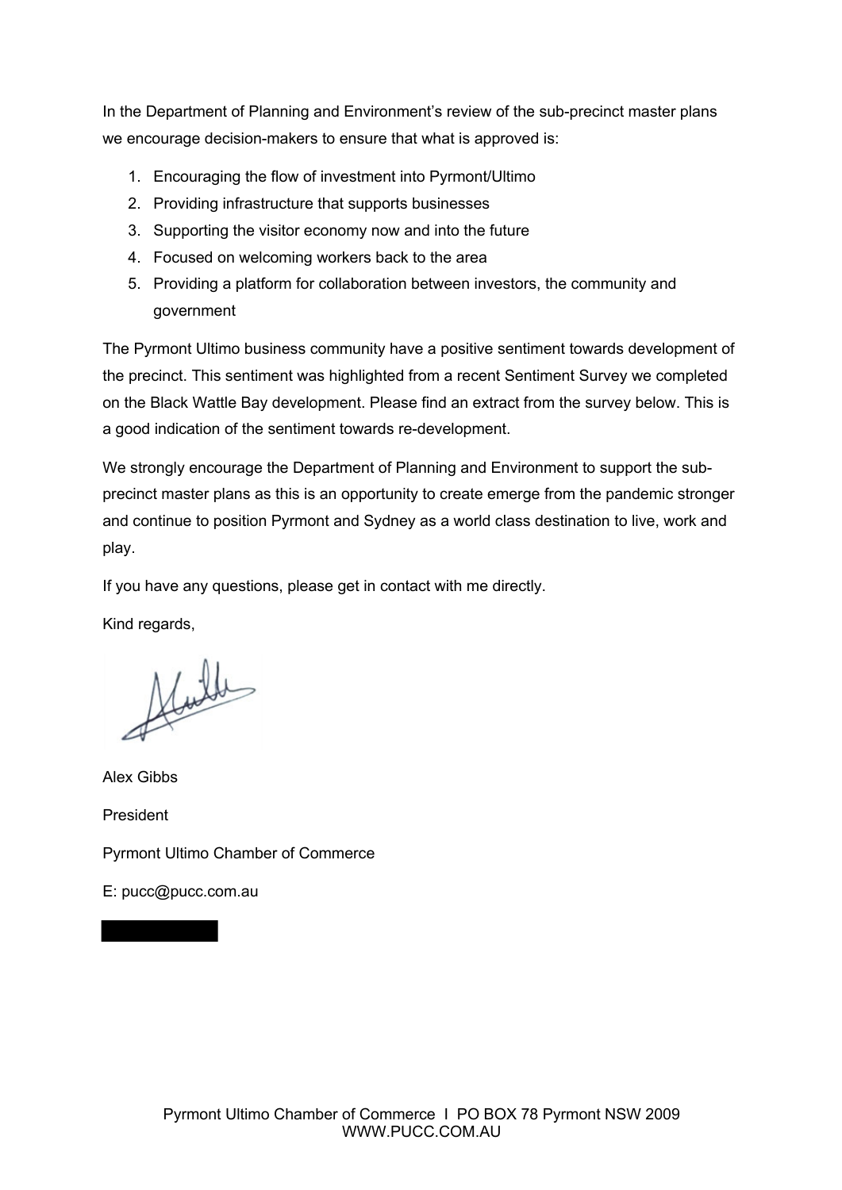In the Department of Planning and Environment's review of the sub-precinct master plans we encourage decision-makers to ensure that what is approved is:

1. Encouraging the flow of investment into Pyrmont/Ultimo
2. Providing infrastructure that supports businesses
3. Supporting the visitor economy now and into the future
4. Focused on welcoming workers back to the area
5. Providing a platform for collaboration between investors, the community and government

The Pyrmont Ultimo business community have a positive sentiment towards development of the precinct. This sentiment was highlighted from a recent Sentiment Survey we completed on the Black Wattle Bay development. Please find an extract from the survey below. This is a good indication of the sentiment towards re-development.

We strongly encourage the Department of Planning and Environment to support the sub-precinct master plans as this is an opportunity to create emerge from the pandemic stronger and continue to position Pyrmont and Sydney as a world class destination to live, work and play.

If you have any questions, please get in contact with me directly.

Kind regards,

Alex Gibbs

President

Pyrmont Ultimo Chamber of Commerce

E: pucc@pucc.com.au

Pyrmont Ultimo Chamber of Commerce I PO BOX 78 Pyrmont NSW 2009
WWW.PUCC.COM.AU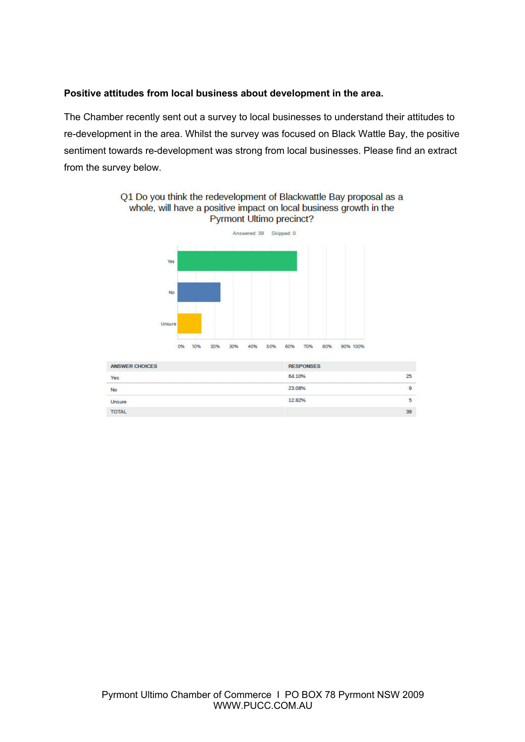**Positive attitudes from local business about development in the area.**

The Chamber recently sent out a survey to local businesses to understand their attitudes to re-development in the area. Whilst the survey was focused on Black Wattle Bay, the positive sentiment towards re-development was strong from local businesses. Please find an extract from the survey below.

Q1 Do you think the redevelopment of Blackwattle Bay proposal as a whole, will have a positive impact on local business growth in the Pyrmont Ultimo precinct?

Answered: 39 Skipped: 0

Yes

No

Unsure

0% 10% 20% 30% 40% 50% 60% 70% 80% 90% 100%

| ANSWER CHOICES | RESPONSES | |
|---|---|---|
| Yes | 64.10% | 25 |
| No | 23.08% | 9 |
| Unsure | 12.82% | 5 |
| TOTAL | | 39 |

Pyrmont Ultimo Chamber of Commerce I PO BOX 78 Pyrmont NSW 2009
WWW.PUCC.COM.AU